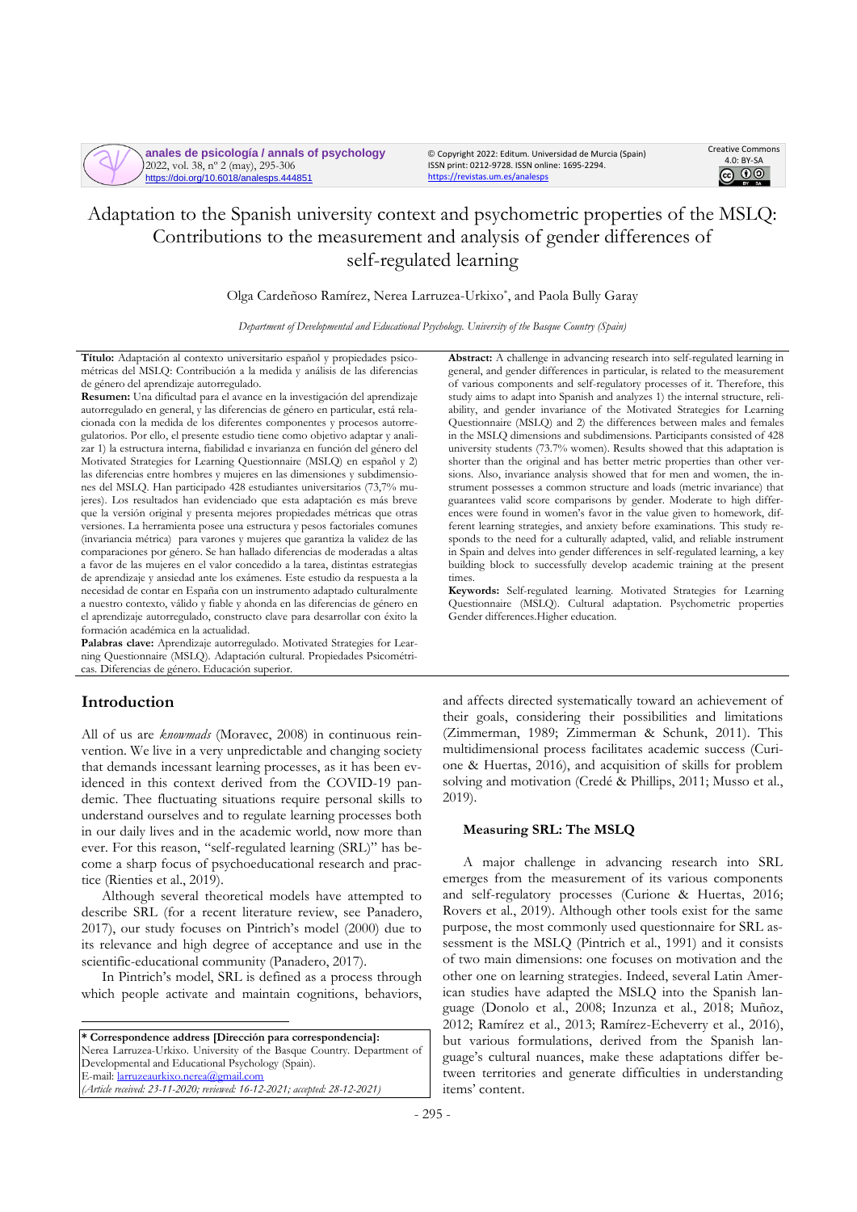# Adaptation to the Spanish university context and psychometric properties of the MSLQ: Contributions to the measurement and analysis of gender differences of self-regulated learning

Olga Cardeñoso Ramírez, Nerea Larruzea-Urkixo*, and Paola Bully Garay

*Department of Developmental and Educational Psychology. University of the Basque Country (Spain)*

**Título:** Adaptación al contexto universitario español y propiedades psicométricas del MSLQ: Contribución a la medida y análisis de las diferencias de género del aprendizaje autorregulado.

**Resumen:** Una dificultad para el avance en la investigación del aprendizaje autorregulado en general, y las diferencias de género en particular, está relacionada con la medida de los diferentes componentes y procesos autorregulatorios. Por ello, el presente estudio tiene como objetivo adaptar y analizar 1) la estructura interna, fiabilidad e invarianza en función del género del Motivated Strategies for Learning Questionnaire (MSLQ) en español y 2) las diferencias entre hombres y mujeres en las dimensiones y subdimensiones del MSLQ. Han participado 428 estudiantes universitarios (73,7% mujeres). Los resultados han evidenciado que esta adaptación es más breve que la versión original y presenta mejores propiedades métricas que otras versiones. La herramienta posee una estructura y pesos factoriales comunes (invariancia métrica) para varones y mujeres que garantiza la validez de las comparaciones por género. Se han hallado diferencias de moderadas a altas a favor de las mujeres en el valor concedido a la tarea, distintas estrategias de aprendizaje y ansiedad ante los exámenes. Este estudio da respuesta a la necesidad de contar en España con un instrumento adaptado culturalmente a nuestro contexto, válido y fiable y ahonda en las diferencias de género en el aprendizaje autorregulado, constructo clave para desarrollar con éxito la formación académica en la actualidad.

**Palabras clave:** Aprendizaje autorregulado. Motivated Strategies for Learning Questionnaire (MSLQ). Adaptación cultural. Propiedades Psicométricas. Diferencias de género. Educación superior.

**Abstract:** A challenge in advancing research into self-regulated learning in general, and gender differences in particular, is related to the measurement of various components and self-regulatory processes of it. Therefore, this study aims to adapt into Spanish and analyzes 1) the internal structure, reliability, and gender invariance of the Motivated Strategies for Learning Questionnaire (MSLQ) and 2) the differences between males and females in the MSLQ dimensions and subdimensions. Participants consisted of 428 university students (73.7% women). Results showed that this adaptation is shorter than the original and has better metric properties than other versions. Also, invariance analysis showed that for men and women, the instrument possesses a common structure and loads (metric invariance) that guarantees valid score comparisons by gender. Moderate to high differences were found in women's favor in the value given to homework, different learning strategies, and anxiety before examinations. This study responds to the need for a culturally adapted, valid, and reliable instrument in Spain and delves into gender differences in self-regulated learning, a key building block to successfully develop academic training at the present times.

**Keywords:** Self-regulated learning. Motivated Strategies for Learning Questionnaire (MSLQ). Cultural adaptation. Psychometric properties Gender differences.Higher education.

## Introduction

All of us are *knowmads* (Moravec, 2008) in continuous reinvention. We live in a very unpredictable and changing society that demands incessant learning processes, as it has been evidenced in this context derived from the COVID-19 pandemic. Thee fluctuating situations require personal skills to understand ourselves and to regulate learning processes both in our daily lives and in the academic world, now more than ever. For this reason, "self-regulated learning (SRL)" has become a sharp focus of psychoeducational research and practice (Rienties et al., 2019).

Although several theoretical models have attempted to describe SRL (for a recent literature review, see Panadero, 2017), our study focuses on Pintrich's model (2000) due to its relevance and high degree of acceptance and use in the scientific-educational community (Panadero, 2017).

In Pintrich's model, SRL is defined as a process through which people activate and maintain cognitions, behaviors, and affects directed systematically toward an achievement of their goals, considering their possibilities and limitations (Zimmerman, 1989; Zimmerman & Schunk, 2011). This multidimensional process facilitates academic success (Curione & Huertas, 2016), and acquisition of skills for problem solving and motivation (Credé & Phillips, 2011; Musso et al., 2019).

### Measuring SRL: The MSLQ

A major challenge in advancing research into SRL emerges from the measurement of its various components and self-regulatory processes (Curione & Huertas, 2016; Rovers et al., 2019). Although other tools exist for the same purpose, the most commonly used questionnaire for SRL assessment is the MSLQ (Pintrich et al., 1991) and it consists of two main dimensions: one focuses on motivation and the other one on learning strategies. Indeed, several Latin American studies have adapted the MSLQ into the Spanish language (Donolo et al., 2008; Inzunza et al., 2018; Muñoz, 2012; Ramírez et al., 2013; Ramírez-Echeverry et al., 2016), but various formulations, derived from the Spanish language's cultural nuances, make these adaptations differ between territories and generate difficulties in understanding items' content.

---

**\* Correspondence address [Dirección para correspondencia]:**
Nerea Larruzea-Urkixo. University of the Basque Country. Department of Developmental and Educational Psychology (Spain).
E-mail: larruzeaurkixo.nerea@gmail.com
*(Article received: 23-11-2020; reviewed: 16-12-2021; accepted: 28-12-2021)*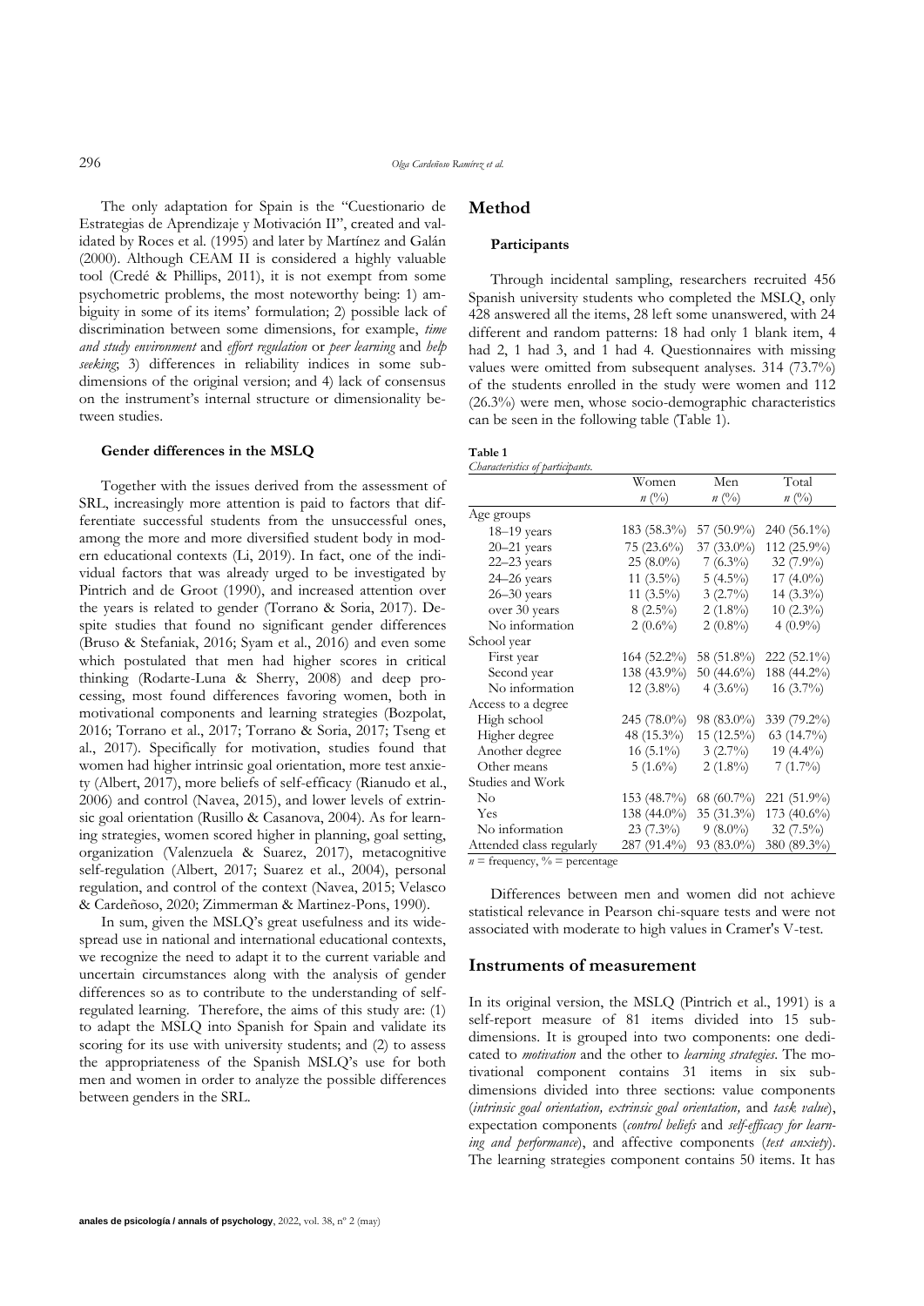The only adaptation for Spain is the "Cuestionario de Estrategias de Aprendizaje y Motivación II", created and validated by Roces et al. (1995) and later by Martínez and Galán (2000). Although CEAM II is considered a highly valuable tool (Credé & Phillips, 2011), it is not exempt from some psychometric problems, the most noteworthy being: 1) ambiguity in some of its items' formulation; 2) possible lack of discrimination between some dimensions, for example, *time and study environment* and *effort regulation* or *peer learning* and *help seeking*; 3) differences in reliability indices in some subdimensions of the original version; and 4) lack of consensus on the instrument's internal structure or dimensionality between studies.

### Gender differences in the MSLQ

Together with the issues derived from the assessment of SRL, increasingly more attention is paid to factors that differentiate successful students from the unsuccessful ones, among the more and more diversified student body in modern educational contexts (Li, 2019). In fact, one of the individual factors that was already urged to be investigated by Pintrich and de Groot (1990), and increased attention over the years is related to gender (Torrano & Soria, 2017). Despite studies that found no significant gender differences (Bruso & Stefaniak, 2016; Syam et al., 2016) and even some which postulated that men had higher scores in critical thinking (Rodarte-Luna & Sherry, 2008) and deep processing, most found differences favoring women, both in motivational components and learning strategies (Bozpolat, 2016; Torrano et al., 2017; Torrano & Soria, 2017; Tseng et al., 2017). Specifically for motivation, studies found that women had higher intrinsic goal orientation, more test anxiety (Albert, 2017), more beliefs of self-efficacy (Rianudo et al., 2006) and control (Navea, 2015), and lower levels of extrinsic goal orientation (Rusillo & Casanova, 2004). As for learning strategies, women scored higher in planning, goal setting, organization (Valenzuela & Suarez, 2017), metacognitive self-regulation (Albert, 2017; Suarez et al., 2004), personal regulation, and control of the context (Navea, 2015; Velasco & Cardeñoso, 2020; Zimmerman & Martinez-Pons, 1990).

In sum, given the MSLQ's great usefulness and its widespread use in national and international educational contexts, we recognize the need to adapt it to the current variable and uncertain circumstances along with the analysis of gender differences so as to contribute to the understanding of self-regulated learning. Therefore, the aims of this study are: (1) to adapt the MSLQ into Spanish for Spain and validate its scoring for its use with university students; and (2) to assess the appropriateness of the Spanish MSLQ's use for both men and women in order to analyze the possible differences between genders in the SRL.

## Method

### Participants

Through incidental sampling, researchers recruited 456 Spanish university students who completed the MSLQ, only 428 answered all the items, 28 left some unanswered, with 24 different and random patterns: 18 had only 1 blank item, 4 had 2, 1 had 3, and 1 had 4. Questionnaires with missing values were omitted from subsequent analyses. 314 (73.7%) of the students enrolled in the study were women and 112 (26.3%) were men, whose socio-demographic characteristics can be seen in the following table (Table 1).

**Table 1**
*Characteristics of participants.*

| | Women *n* (%) | Men *n* (%) | Total *n* (%) |
|---|---|---|---|
| Age groups | | | |
| 18–19 years | 183 (58.3%) | 57 (50.9%) | 240 (56.1%) |
| 20–21 years | 75 (23.6%) | 37 (33.0%) | 112 (25.9%) |
| 22–23 years | 25 (8.0%) | 7 (6.3%) | 32 (7.9%) |
| 24–26 years | 11 (3.5%) | 5 (4.5%) | 17 (4.0%) |
| 26–30 years | 11 (3.5%) | 3 (2.7%) | 14 (3.3%) |
| over 30 years | 8 (2.5%) | 2 (1.8%) | 10 (2.3%) |
| No information | 2 (0.6%) | 2 (0.8%) | 4 (0.9%) |
| School year | | | |
| First year | 164 (52.2%) | 58 (51.8%) | 222 (52.1%) |
| Second year | 138 (43.9%) | 50 (44.6%) | 188 (44.2%) |
| No information | 12 (3.8%) | 4 (3.6%) | 16 (3.7%) |
| Access to a degree | | | |
| High school | 245 (78.0%) | 98 (83.0%) | 339 (79.2%) |
| Higher degree | 48 (15.3%) | 15 (12.5%) | 63 (14.7%) |
| Another degree | 16 (5.1%) | 3 (2.7%) | 19 (4.4%) |
| Other means | 5 (1.6%) | 2 (1.8%) | 7 (1.7%) |
| Studies and Work | | | |
| No | 153 (48.7%) | 68 (60.7%) | 221 (51.9%) |
| Yes | 138 (44.0%) | 35 (31.3%) | 173 (40.6%) |
| No information | 23 (7.3%) | 9 (8.0%) | 32 (7.5%) |
| Attended class regularly | 287 (91.4%) | 93 (83.0%) | 380 (89.3%) |

*n* = frequency, % = percentage

Differences between men and women did not achieve statistical relevance in Pearson chi-square tests and were not associated with moderate to high values in Cramer's V-test.

## Instruments of measurement

In its original version, the MSLQ (Pintrich et al., 1991) is a self-report measure of 81 items divided into 15 subdimensions. It is grouped into two components: one dedicated to *motivation* and the other to *learning strategies*. The motivational component contains 31 items in six subdimensions divided into three sections: value components (*intrinsic goal orientation, extrinsic goal orientation,* and *task value*), expectation components (*control beliefs* and *self-efficacy for learning and performance*), and affective components (*test anxiety*). The learning strategies component contains 50 items. It has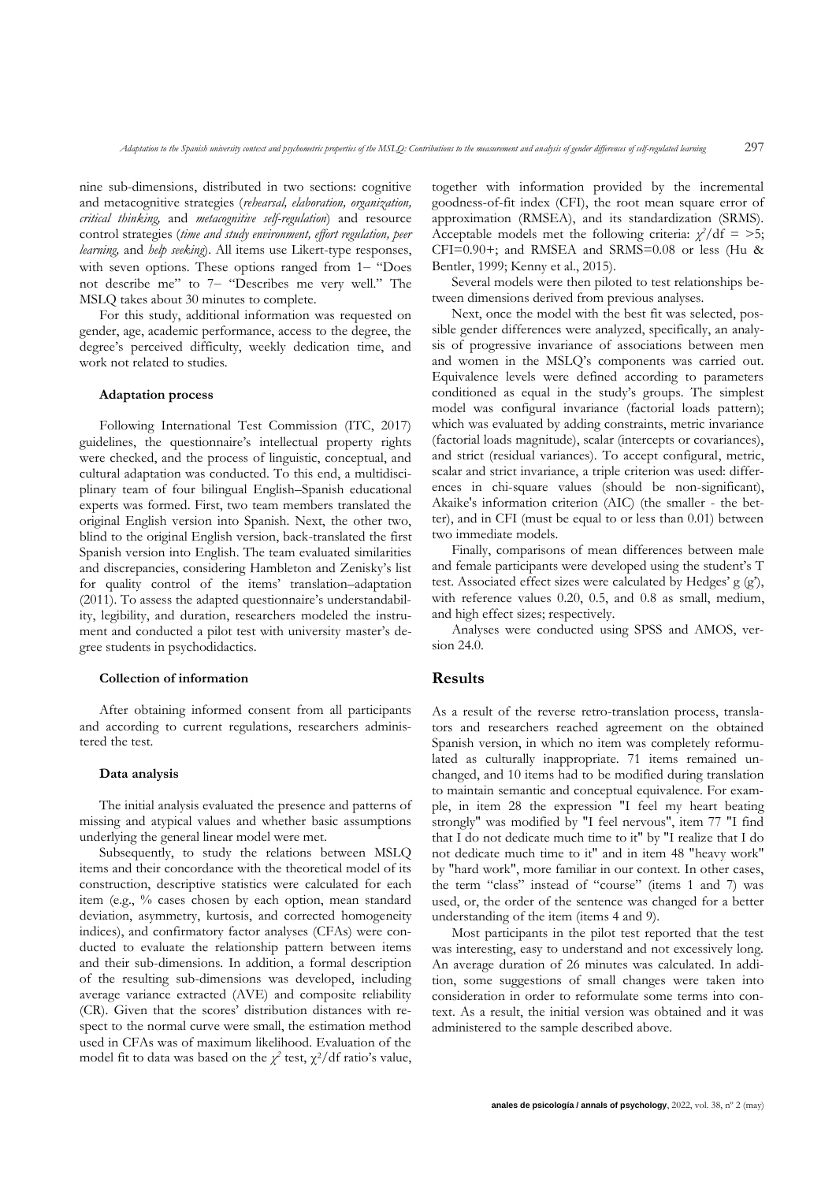nine sub-dimensions, distributed in two sections: cognitive and metacognitive strategies (*rehearsal, elaboration, organization, critical thinking,* and *metacognitive self-regulation*) and resource control strategies (*time and study environment, effort regulation, peer learning,* and *help seeking*). All items use Likert-type responses, with seven options. These options ranged from 1– "Does not describe me" to 7– "Describes me very well." The MSLQ takes about 30 minutes to complete.

For this study, additional information was requested on gender, age, academic performance, access to the degree, the degree's perceived difficulty, weekly dedication time, and work not related to studies.

#### Adaptation process

Following International Test Commission (ITC, 2017) guidelines, the questionnaire's intellectual property rights were checked, and the process of linguistic, conceptual, and cultural adaptation was conducted. To this end, a multidisciplinary team of four bilingual English–Spanish educational experts was formed. First, two team members translated the original English version into Spanish. Next, the other two, blind to the original English version, back-translated the first Spanish version into English. The team evaluated similarities and discrepancies, considering Hambleton and Zenisky's list for quality control of the items' translation–adaptation (2011). To assess the adapted questionnaire's understandability, legibility, and duration, researchers modeled the instrument and conducted a pilot test with university master's degree students in psychodidactics.

#### Collection of information

After obtaining informed consent from all participants and according to current regulations, researchers administered the test.

#### Data analysis

The initial analysis evaluated the presence and patterns of missing and atypical values and whether basic assumptions underlying the general linear model were met.

Subsequently, to study the relations between MSLQ items and their concordance with the theoretical model of its construction, descriptive statistics were calculated for each item (e.g., % cases chosen by each option, mean standard deviation, asymmetry, kurtosis, and corrected homogeneity indices), and confirmatory factor analyses (CFAs) were conducted to evaluate the relationship pattern between items and their sub-dimensions. In addition, a formal description of the resulting sub-dimensions was developed, including average variance extracted (AVE) and composite reliability (CR). Given that the scores' distribution distances with respect to the normal curve were small, the estimation method used in CFAs was of maximum likelihood. Evaluation of the model fit to data was based on the $\chi^2$ test, $\chi^2$/df ratio's value, together with information provided by the incremental goodness-of-fit index (CFI), the root mean square error of approximation (RMSEA), and its standardization (SRMS). Acceptable models met the following criteria: $\chi^2$/df = >5; CFI=0.90+; and RMSEA and SRMS=0.08 or less (Hu & Bentler, 1999; Kenny et al., 2015).

Several models were then piloted to test relationships between dimensions derived from previous analyses.

Next, once the model with the best fit was selected, possible gender differences were analyzed, specifically, an analysis of progressive invariance of associations between men and women in the MSLQ's components was carried out. Equivalence levels were defined according to parameters conditioned as equal in the study's groups. The simplest model was configural invariance (factorial loads pattern); which was evaluated by adding constraints, metric invariance (factorial loads magnitude), scalar (intercepts or covariances), and strict (residual variances). To accept configural, metric, scalar and strict invariance, a triple criterion was used: differences in chi-square values (should be non-significant), Akaike's information criterion (AIC) (the smaller - the better), and in CFI (must be equal to or less than 0.01) between two immediate models.

Finally, comparisons of mean differences between male and female participants were developed using the student's T test. Associated effect sizes were calculated by Hedges' g ($g^*$), with reference values 0.20, 0.5, and 0.8 as small, medium, and high effect sizes; respectively.

Analyses were conducted using SPSS and AMOS, version 24.0.

## Results

As a result of the reverse retro-translation process, translators and researchers reached agreement on the obtained Spanish version, in which no item was completely reformulated as culturally inappropriate. 71 items remained unchanged, and 10 items had to be modified during translation to maintain semantic and conceptual equivalence. For example, in item 28 the expression "I feel my heart beating strongly" was modified by "I feel nervous", item 77 "I find that I do not dedicate much time to it" by "I realize that I do not dedicate much time to it" and in item 48 "heavy work" by "hard work", more familiar in our context. In other cases, the term "class" instead of "course" (items 1 and 7) was used, or, the order of the sentence was changed for a better understanding of the item (items 4 and 9).

Most participants in the pilot test reported that the test was interesting, easy to understand and not excessively long. An average duration of 26 minutes was calculated. In addition, some suggestions of small changes were taken into consideration in order to reformulate some terms into context. As a result, the initial version was obtained and it was administered to the sample described above.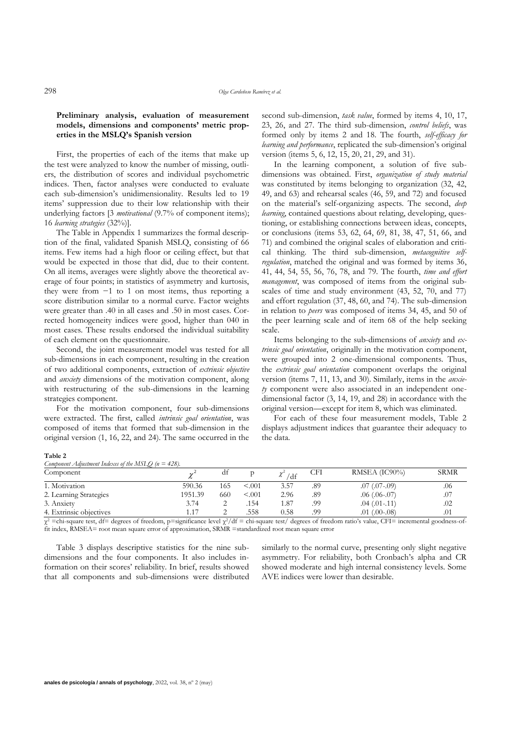### Preliminary analysis, evaluation of measurement models, dimensions and components' metric properties in the MSLQ's Spanish version

First, the properties of each of the items that make up the test were analyzed to know the number of missing, outliers, the distribution of scores and individual psychometric indices. Then, factor analyses were conducted to evaluate each sub-dimension's unidimensionality. Results led to 19 items' suppression due to their low relationship with their underlying factors [3 *motivational* (9.7% of component items); 16 *learning strategies* (32%)].

The Table in Appendix 1 summarizes the formal description of the final, validated Spanish MSLQ, consisting of 66 items. Few items had a high floor or ceiling effect, but that would be expected in those that did, due to their content. On all items, averages were slightly above the theoretical average of four points; in statistics of asymmetry and kurtosis, they were from −1 to 1 on most items, thus reporting a score distribution similar to a normal curve. Factor weights were greater than .40 in all cases and .50 in most cases. Corrected homogeneity indices were good, higher than 040 in most cases. These results endorsed the individual suitability of each element on the questionnaire.

Second, the joint measurement model was tested for all sub-dimensions in each component, resulting in the creation of two additional components, extraction of *extrinsic objective* and *anxiety* dimensions of the motivation component, along with restructuring of the sub-dimensions in the learning strategies component.

For the motivation component, four sub-dimensions were extracted. The first, called *intrinsic goal orientation*, was composed of items that formed that sub-dimension in the original version (1, 16, 22, and 24). The same occurred in the second sub-dimension, *task value*, formed by items 4, 10, 17, 23, 26, and 27. The third sub-dimension, *control beliefs*, was formed only by items 2 and 18. The fourth, *self-efficacy for learning and performance*, replicated the sub-dimension's original version (items 5, 6, 12, 15, 20, 21, 29, and 31).

In the learning component, a solution of five sub-dimensions was obtained. First, *organization of study material* was constituted by items belonging to organization (32, 42, 49, and 63) and rehearsal scales (46, 59, and 72) and focused on the material's self-organizing aspects. The second, *deep learning*, contained questions about relating, developing, questioning, or establishing connections between ideas, concepts, or conclusions (items 53, 62, 64, 69, 81, 38, 47, 51, 66, and 71) and combined the original scales of elaboration and critical thinking. The third sub-dimension, *metacognitive self-regulation*, matched the original and was formed by items 36, 41, 44, 54, 55, 56, 76, 78, and 79. The fourth, *time and effort management*, was composed of items from the original subscales of time and study environment (43, 52, 70, and 77) and effort regulation (37, 48, 60, and 74). The sub-dimension in relation to *peers* was composed of items 34, 45, and 50 of the peer learning scale and of item 68 of the help seeking scale.

Items belonging to the sub-dimensions of *anxiety* and *extrinsic goal orientation*, originally in the motivation component, were grouped into 2 one-dimensional components. Thus, the *extrinsic goal orientation* component overlaps the original version (items 7, 11, 13, and 30). Similarly, items in the *anxiety* component were also associated in an independent one-dimensional factor (3, 14, 19, and 28) in accordance with the original version—except for item 8, which was eliminated.

For each of these four measurement models, Table 2 displays adjustment indices that guarantee their adequacy to the data.

**Table 2**
*Component Adjustment Indexes of the MSLQ (n = 428).*

| Component | $\chi^2$ | df | p | $\chi^2/df$ | CFI | RMSEA (IC90%) | SRMR |
|---|---|---|---|---|---|---|---|
| 1. Motivation | 590.36 | 165 | <.001 | 3.57 | .89 | .07 (.07-.09) | .06 |
| 2. Learning Strategies | 1951.39 | 660 | <.001 | 2.96 | .89 | .06 (.06-.07) | .07 |
| 3. Anxiety | 3.74 | 2 | .154 | 1.87 | .99 | .04 (.01-.11) | .02 |
| 4. Extrinsic objectives | 1.17 | 2 | .558 | 0.58 | .99 | .01 (.00-.08) | .01 |

$\chi^2$ =chi-square test, df= degrees of freedom, p=significance level $\chi^2$/df = chi-square test/ degrees of freedom ratio's value, CFI= incremental goodness-of-fit index, RMSEA= root mean square error of approximation, SRMR =standardized root mean square error

Table 3 displays descriptive statistics for the nine sub-dimensions and the four components. It also includes information on their scores' reliability. In brief, results showed that all components and sub-dimensions were distributed similarly to the normal curve, presenting only slight negative asymmetry. For reliability, both Cronbach's alpha and CR showed moderate and high internal consistency levels. Some AVE indices were lower than desirable.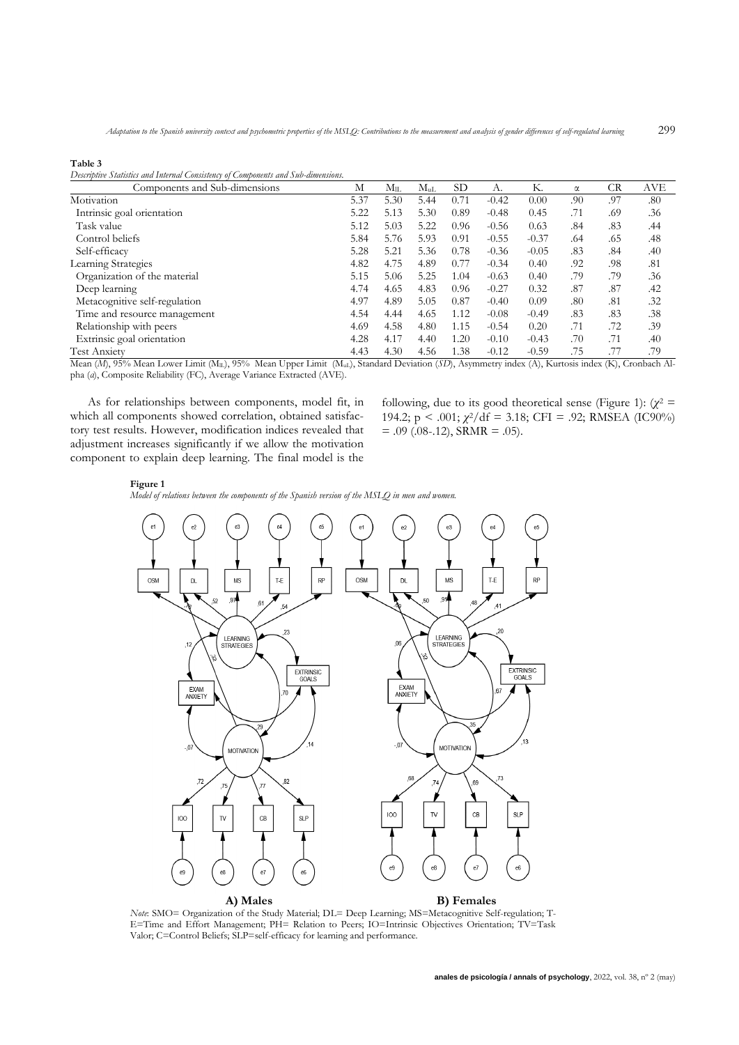**Table 3**

*Descriptive Statistics and Internal Consistency of Components and Sub-dimensions.*

| Components and Sub-dimensions | M | $M_{lL}$ | $M_{uL}$ | SD | A. | K. | α | CR | AVE |
|---|---|---|---|---|---|---|---|---|---|
| Motivation | 5.37 | 5.30 | 5.44 | 0.71 | -0.42 | 0.00 | .90 | .97 | .80 |
| Intrinsic goal orientation | 5.22 | 5.13 | 5.30 | 0.89 | -0.48 | 0.45 | .71 | .69 | .36 |
| Task value | 5.12 | 5.03 | 5.22 | 0.96 | -0.56 | 0.63 | .84 | .83 | .44 |
| Control beliefs | 5.84 | 5.76 | 5.93 | 0.91 | -0.55 | -0.37 | .64 | .65 | .48 |
| Self-efficacy | 5.28 | 5.21 | 5.36 | 0.78 | -0.36 | -0.05 | .83 | .84 | .40 |
| Learning Strategies | 4.82 | 4.75 | 4.89 | 0.77 | -0.34 | 0.40 | .92 | .98 | .81 |
| Organization of the material | 5.15 | 5.06 | 5.25 | 1.04 | -0.63 | 0.40 | .79 | .79 | .36 |
| Deep learning | 4.74 | 4.65 | 4.83 | 0.96 | -0.27 | 0.32 | .87 | .87 | .42 |
| Metacognitive self-regulation | 4.97 | 4.89 | 5.05 | 0.87 | -0.40 | 0.09 | .80 | .81 | .32 |
| Time and resource management | 4.54 | 4.44 | 4.65 | 1.12 | -0.08 | -0.49 | .83 | .83 | .38 |
| Relationship with peers | 4.69 | 4.58 | 4.80 | 1.15 | -0.54 | 0.20 | .71 | .72 | .39 |
| Extrinsic goal orientation | 4.28 | 4.17 | 4.40 | 1.20 | -0.10 | -0.43 | .70 | .71 | .40 |
| Test Anxiety | 4.43 | 4.30 | 4.56 | 1.38 | -0.12 | -0.59 | .75 | .77 | .79 |

Mean (*M*), 95% Mean Lower Limit ($M_{lL}$), 95% Mean Upper Limit ($M_{uL}$), Standard Deviation (*SD*), Asymmetry index (A), Kurtosis index (K), Cronbach Alpha (*α*), Composite Reliability (FC), Average Variance Extracted (AVE).

As for relationships between components, model fit, in which all components showed correlation, obtained satisfactory test results. However, modification indices revealed that adjustment increases significantly if we allow the motivation component to explain deep learning. The final model is the following, due to its good theoretical sense (Figure 1): ($\chi^2$ = 194.2; p < .001; $\chi^2$/df = 3.18; CFI = .92; RMSEA (IC90%) = .09 (.08-.12), SRMR = .05).

**Figure 1**

*Model of relations between the components of the Spanish version of the MSLQ in men and women.*

**A) Males** **B) Females**

*Note*: SMO= Organization of the Study Material; DL= Deep Learning; MS=Metacognitive Self-regulation; T-E=Time and Effort Management; PH= Relation to Peers; IO=Intrinsic Objectives Orientation; TV=Task Valor; C=Control Beliefs; SLP=self-efficacy for learning and performance.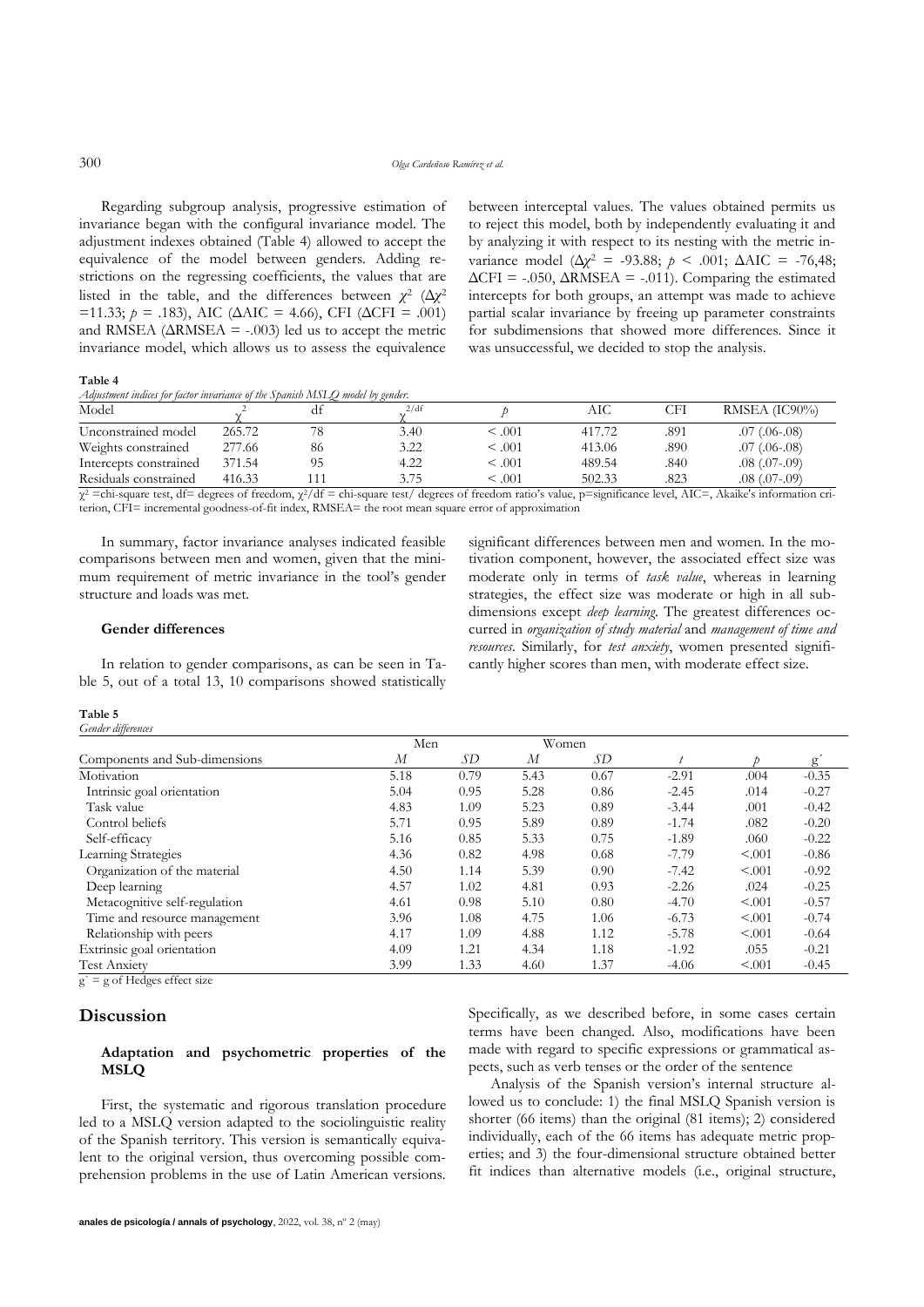Regarding subgroup analysis, progressive estimation of invariance began with the configural invariance model. The adjustment indexes obtained (Table 4) allowed to accept the equivalence of the model between genders. Adding restrictions on the regressing coefficients, the values that are listed in the table, and the differences between $\chi^2$ ($\Delta\chi^2$ =11.33; $p$ = .183), AIC ($\Delta$AIC = 4.66), CFI ($\Delta$CFI = .001) and RMSEA ($\Delta$RMSEA = -.003) led us to accept the metric invariance model, which allows us to assess the equivalence between interceptal values. The values obtained permits us to reject this model, both by independently evaluating it and by analyzing it with respect to its nesting with the metric invariance model ($\Delta\chi^2$ = -93.88; $p$ < .001; $\Delta$AIC = -76,48; $\Delta$CFI = -.050, $\Delta$RMSEA = -.011). Comparing the estimated intercepts for both groups, an attempt was made to achieve partial scalar invariance by freeing up parameter constraints for subdimensions that showed more differences. Since it was unsuccessful, we decided to stop the analysis.

**Table 4**
*Adjustment indices for factor invariance of the Spanish MSLQ model by gender.*

| Model | $\chi^2$ | df | $\chi^2$/df | $p$ | AIC | CFI | RMSEA (IC90%) |
|---|---|---|---|---|---|---|---|
| Unconstrained model | 265.72 | 78 | 3.40 | < .001 | 417.72 | .891 | .07 (.06-.08) |
| Weights constrained | 277.66 | 86 | 3.22 | < .001 | 413.06 | .890 | .07 (.06-.08) |
| Intercepts constrained | 371.54 | 95 | 4.22 | < .001 | 489.54 | .840 | .08 (.07-.09) |
| Residuals constrained | 416.33 | 111 | 3.75 | < .001 | 502.33 | .823 | .08 (.07-.09) |

$\chi^2$ =chi-square test, df= degrees of freedom, $\chi^2$/df = chi-square test/ degrees of freedom ratio's value, p=significance level, AIC=, Akaike's information criterion, CFI= incremental goodness-of-fit index, RMSEA= the root mean square error of approximation

In summary, factor invariance analyses indicated feasible comparisons between men and women, given that the minimum requirement of metric invariance in the tool's gender structure and loads was met.

### Gender differences

In relation to gender comparisons, as can be seen in Table 5, out of a total 13, 10 comparisons showed statistically significant differences between men and women. In the motivation component, however, the associated effect size was moderate only in terms of *task value*, whereas in learning strategies, the effect size was moderate or high in all subdimensions except *deep learning*. The greatest differences occurred in *organization of study material* and *management of time and resources*. Similarly, for *test anxiety*, women presented significantly higher scores than men, with moderate effect size.

**Table 5**
*Gender differences*

| Components and Sub-dimensions | Men | | Women | | | | |
|---|---|---|---|---|---|---|---|
| | *M* | *SD* | *M* | *SD* | *t* | *p* | g´ |
| Motivation | 5.18 | 0.79 | 5.43 | 0.67 | -2.91 | .004 | -0.35 |
| Intrinsic goal orientation | 5.04 | 0.95 | 5.28 | 0.86 | -2.45 | .014 | -0.27 |
| Task value | 4.83 | 1.09 | 5.23 | 0.89 | -3.44 | .001 | -0.42 |
| Control beliefs | 5.71 | 0.95 | 5.89 | 0.89 | -1.74 | .082 | -0.20 |
| Self-efficacy | 5.16 | 0.85 | 5.33 | 0.75 | -1.89 | .060 | -0.22 |
| Learning Strategies | 4.36 | 0.82 | 4.98 | 0.68 | -7.79 | <.001 | -0.86 |
| Organization of the material | 4.50 | 1.14 | 5.39 | 0.90 | -7.42 | <.001 | -0.92 |
| Deep learning | 4.57 | 1.02 | 4.81 | 0.93 | -2.26 | .024 | -0.25 |
| Metacognitive self-regulation | 4.61 | 0.98 | 5.10 | 0.80 | -4.70 | <.001 | -0.57 |
| Time and resource management | 3.96 | 1.08 | 4.75 | 1.06 | -6.73 | <.001 | -0.74 |
| Relationship with peers | 4.17 | 1.09 | 4.88 | 1.12 | -5.78 | <.001 | -0.64 |
| Extrinsic goal orientation | 4.09 | 1.21 | 4.34 | 1.18 | -1.92 | .055 | -0.21 |
| Test Anxiety | 3.99 | 1.33 | 4.60 | 1.37 | -4.06 | <.001 | -0.45 |

g` = g of Hedges effect size

## Discussion

### Adaptation and psychometric properties of the MSLQ

First, the systematic and rigorous translation procedure led to a MSLQ version adapted to the sociolinguistic reality of the Spanish territory. This version is semantically equivalent to the original version, thus overcoming possible comprehension problems in the use of Latin American versions. Specifically, as we described before, in some cases certain terms have been changed. Also, modifications have been made with regard to specific expressions or grammatical aspects, such as verb tenses or the order of the sentence

Analysis of the Spanish version's internal structure allowed us to conclude: 1) the final MSLQ Spanish version is shorter (66 items) than the original (81 items); 2) considered individually, each of the 66 items has adequate metric properties; and 3) the four-dimensional structure obtained better fit indices than alternative models (i.e., original structure,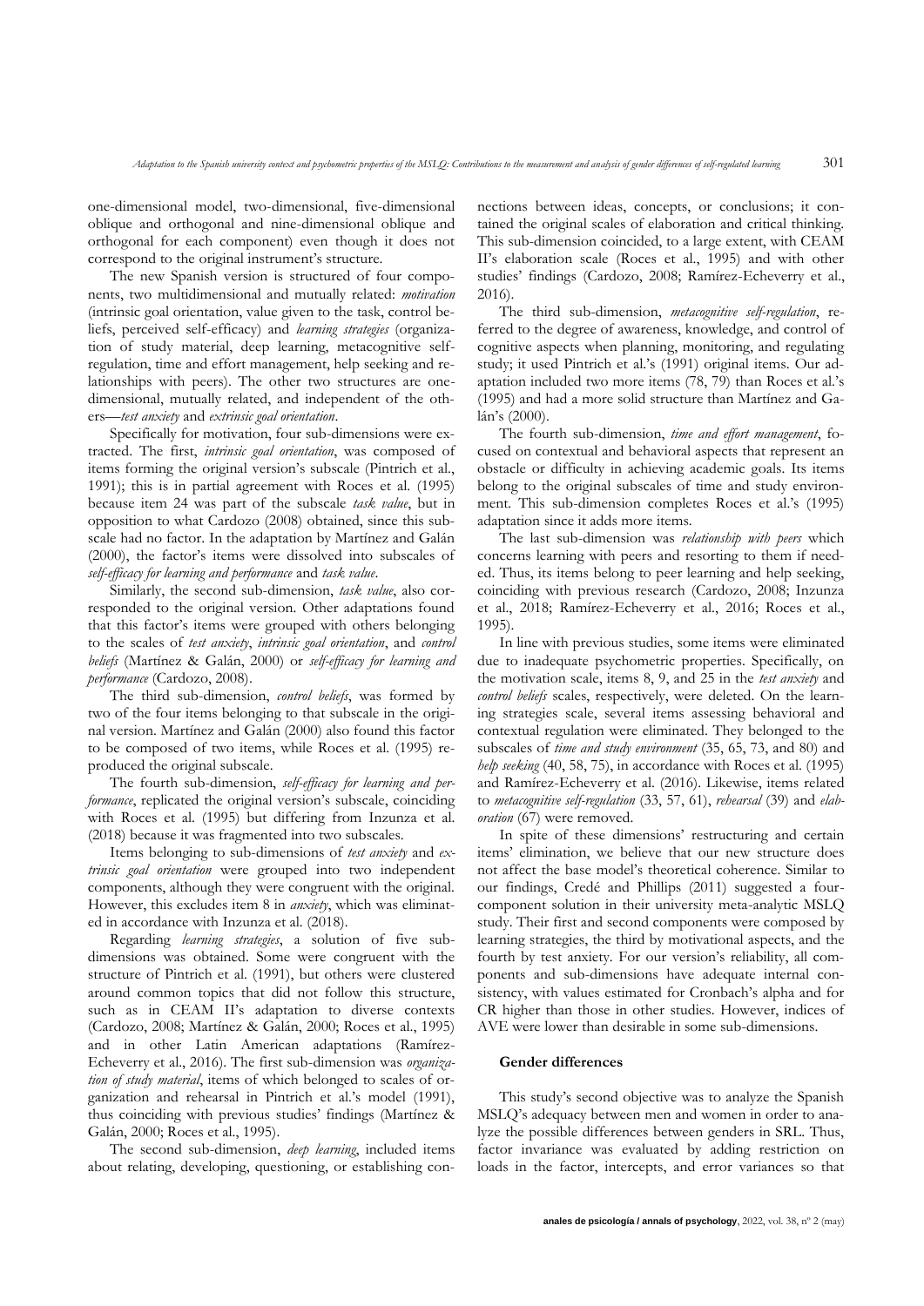one-dimensional model, two-dimensional, five-dimensional oblique and orthogonal and nine-dimensional oblique and orthogonal for each component) even though it does not correspond to the original instrument's structure.

The new Spanish version is structured of four components, two multidimensional and mutually related: *motivation* (intrinsic goal orientation, value given to the task, control beliefs, perceived self-efficacy) and *learning strategies* (organization of study material, deep learning, metacognitive self-regulation, time and effort management, help seeking and relationships with peers). The other two structures are one-dimensional, mutually related, and independent of the others—*test anxiety* and *extrinsic goal orientation*.

Specifically for motivation, four sub-dimensions were extracted. The first, *intrinsic goal orientation*, was composed of items forming the original version's subscale (Pintrich et al., 1991); this is in partial agreement with Roces et al. (1995) because item 24 was part of the subscale *task value*, but in opposition to what Cardozo (2008) obtained, since this subscale had no factor. In the adaptation by Martínez and Galán (2000), the factor's items were dissolved into subscales of *self-efficacy for learning and performance* and *task value*.

Similarly, the second sub-dimension, *task value*, also corresponded to the original version. Other adaptations found that this factor's items were grouped with others belonging to the scales of *test anxiety*, *intrinsic goal orientation*, and *control beliefs* (Martínez & Galán, 2000) or *self-efficacy for learning and performance* (Cardozo, 2008).

The third sub-dimension, *control beliefs*, was formed by two of the four items belonging to that subscale in the original version. Martínez and Galán (2000) also found this factor to be composed of two items, while Roces et al. (1995) reproduced the original subscale.

The fourth sub-dimension, *self-efficacy for learning and performance*, replicated the original version's subscale, coinciding with Roces et al. (1995) but differing from Inzunza et al. (2018) because it was fragmented into two subscales.

Items belonging to sub-dimensions of *test anxiety* and *extrinsic goal orientation* were grouped into two independent components, although they were congruent with the original. However, this excludes item 8 in *anxiety*, which was eliminated in accordance with Inzunza et al. (2018).

Regarding *learning strategies*, a solution of five sub-dimensions was obtained. Some were congruent with the structure of Pintrich et al. (1991), but others were clustered around common topics that did not follow this structure, such as in CEAM II's adaptation to diverse contexts (Cardozo, 2008; Martínez & Galán, 2000; Roces et al., 1995) and in other Latin American adaptations (Ramírez-Echeverry et al., 2016). The first sub-dimension was *organization of study material*, items of which belonged to scales of organization and rehearsal in Pintrich et al.'s model (1991), thus coinciding with previous studies' findings (Martínez & Galán, 2000; Roces et al., 1995).

The second sub-dimension, *deep learning*, included items about relating, developing, questioning, or establishing connections between ideas, concepts, or conclusions; it contained the original scales of elaboration and critical thinking. This sub-dimension coincided, to a large extent, with CEAM II's elaboration scale (Roces et al., 1995) and with other studies' findings (Cardozo, 2008; Ramírez-Echeverry et al., 2016).

The third sub-dimension, *metacognitive self-regulation*, referred to the degree of awareness, knowledge, and control of cognitive aspects when planning, monitoring, and regulating study; it used Pintrich et al.'s (1991) original items. Our adaptation included two more items (78, 79) than Roces et al.'s (1995) and had a more solid structure than Martínez and Galán's (2000).

The fourth sub-dimension, *time and effort management*, focused on contextual and behavioral aspects that represent an obstacle or difficulty in achieving academic goals. Its items belong to the original subscales of time and study environment. This sub-dimension completes Roces et al.'s (1995) adaptation since it adds more items.

The last sub-dimension was *relationship with peers* which concerns learning with peers and resorting to them if needed. Thus, its items belong to peer learning and help seeking, coinciding with previous research (Cardozo, 2008; Inzunza et al., 2018; Ramírez-Echeverry et al., 2016; Roces et al., 1995).

In line with previous studies, some items were eliminated due to inadequate psychometric properties. Specifically, on the motivation scale, items 8, 9, and 25 in the *test anxiety* and *control beliefs* scales, respectively, were deleted. On the learning strategies scale, several items assessing behavioral and contextual regulation were eliminated. They belonged to the subscales of *time and study environment* (35, 65, 73, and 80) and *help seeking* (40, 58, 75), in accordance with Roces et al. (1995) and Ramírez-Echeverry et al. (2016). Likewise, items related to *metacognitive self-regulation* (33, 57, 61), *rehearsal* (39) and *elaboration* (67) were removed.

In spite of these dimensions' restructuring and certain items' elimination, we believe that our new structure does not affect the base model's theoretical coherence. Similar to our findings, Credé and Phillips (2011) suggested a four-component solution in their university meta-analytic MSLQ study. Their first and second components were composed by learning strategies, the third by motivational aspects, and the fourth by test anxiety. For our version's reliability, all components and sub-dimensions have adequate internal consistency, with values estimated for Cronbach's alpha and for CR higher than those in other studies. However, indices of AVE were lower than desirable in some sub-dimensions.

### Gender differences

This study's second objective was to analyze the Spanish MSLQ's adequacy between men and women in order to analyze the possible differences between genders in SRL. Thus, factor invariance was evaluated by adding restriction on loads in the factor, intercepts, and error variances so that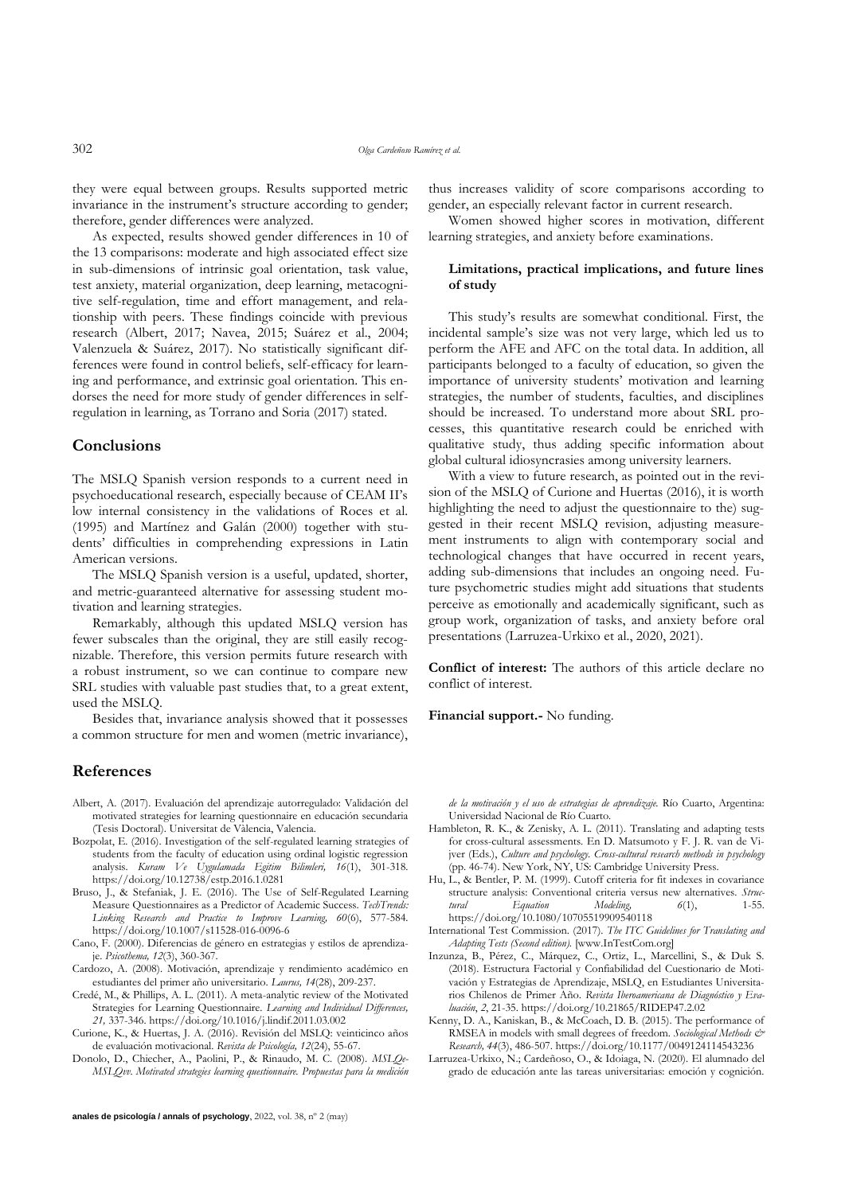they were equal between groups. Results supported metric invariance in the instrument's structure according to gender; therefore, gender differences were analyzed.

As expected, results showed gender differences in 10 of the 13 comparisons: moderate and high associated effect size in sub-dimensions of intrinsic goal orientation, task value, test anxiety, material organization, deep learning, metacognitive self-regulation, time and effort management, and relationship with peers. These findings coincide with previous research (Albert, 2017; Navea, 2015; Suárez et al., 2004; Valenzuela & Suárez, 2017). No statistically significant differences were found in control beliefs, self-efficacy for learning and performance, and extrinsic goal orientation. This endorses the need for more study of gender differences in self-regulation in learning, as Torrano and Soria (2017) stated.

## Conclusions

The MSLQ Spanish version responds to a current need in psychoeducational research, especially because of CEAM II's low internal consistency in the validations of Roces et al. (1995) and Martínez and Galán (2000) together with students' difficulties in comprehending expressions in Latin American versions.

The MSLQ Spanish version is a useful, updated, shorter, and metric-guaranteed alternative for assessing student motivation and learning strategies.

Remarkably, although this updated MSLQ version has fewer subscales than the original, they are still easily recognizable. Therefore, this version permits future research with a robust instrument, so we can continue to compare new SRL studies with valuable past studies that, to a great extent, used the MSLQ.

Besides that, invariance analysis showed that it possesses a common structure for men and women (metric invariance), thus increases validity of score comparisons according to gender, an especially relevant factor in current research.

Women showed higher scores in motivation, different learning strategies, and anxiety before examinations.

### Limitations, practical implications, and future lines of study

This study's results are somewhat conditional. First, the incidental sample's size was not very large, which led us to perform the AFE and AFC on the total data. In addition, all participants belonged to a faculty of education, so given the importance of university students' motivation and learning strategies, the number of students, faculties, and disciplines should be increased. To understand more about SRL processes, this quantitative research could be enriched with qualitative study, thus adding specific information about global cultural idiosyncrasies among university learners.

With a view to future research, as pointed out in the revision of the MSLQ of Curione and Huertas (2016), it is worth highlighting the need to adjust the questionnaire to the) suggested in their recent MSLQ revision, adjusting measurement instruments to align with contemporary social and technological changes that have occurred in recent years, adding sub-dimensions that includes an ongoing need. Future psychometric studies might add situations that students perceive as emotionally and academically significant, such as group work, organization of tasks, and anxiety before oral presentations (Larruzea-Urkixo et al., 2020, 2021).

**Conflict of interest:** The authors of this article declare no conflict of interest.

**Financial support.-** No funding.

## References

Albert, A. (2017). Evaluación del aprendizaje autorregulado: Validación del motivated strategies for learning questionnaire en educación secundaria (Tesis Doctoral). Universitat de València, Valencia.

Bozpolat, E. (2016). Investigation of the self-regulated learning strategies of students from the faculty of education using ordinal logistic regression analysis. *Kuram Ve Uygulamada Egitim Bilimleri, 16*(1), 301-318. https://doi.org/10.12738/estp.2016.1.0281

Bruso, J., & Stefaniak, J. E. (2016). The Use of Self-Regulated Learning Measure Questionnaires as a Predictor of Academic Success. *TechTrends: Linking Research and Practice to Improve Learning, 60*(6), 577-584. https://doi.org/10.1007/s11528-016-0096-6

Cano, F. (2000). Diferencias de género en estrategias y estilos de aprendizaje. *Psicothema, 12*(3), 360-367.

Cardozo, A. (2008). Motivación, aprendizaje y rendimiento académico en estudiantes del primer año universitario. *Laurus, 14*(28), 209-237.

Credé, M., & Phillips, A. L. (2011). A meta-analytic review of the Motivated Strategies for Learning Questionnaire. *Learning and Individual Differences, 21,* 337-346. https://doi.org/10.1016/j.lindif.2011.03.002

Curione, K., & Huertas, J. A. (2016). Revisión del MSLQ: veinticinco años de evaluación motivacional. *Revista de Psicología, 12*(24), 55-67.

Donolo, D., Chiecher, A., Paolini, P., & Rinaudo, M. C. (2008). *MSLQe-MSLQvv. Motivated strategies learning questionnaire. Propuestas para la medición de la motivación y el uso de estrategias de aprendizaje.* Río Cuarto, Argentina: Universidad Nacional de Río Cuarto.

Hambleton, R. K., & Zenisky, A. L. (2011). Translating and adapting tests for cross-cultural assessments. En D. Matsumoto y F. J. R. van de Vijver (Eds.), *Culture and psychology. Cross-cultural research methods in psychology* (pp. 46-74). New York, NY, US: Cambridge University Press.

Hu, L., & Bentler, P. M. (1999). Cutoff criteria for fit indexes in covariance structure analysis: Conventional criteria versus new alternatives. *Structural Equation Modeling, 6*(1), 1-55. https://doi.org/10.1080/10705519909540118

International Test Commission. (2017). *The ITC Guidelines for Translating and Adapting Tests (Second edition).* [www.InTestCom.org]

Inzunza, B., Pérez, C., Márquez, C., Ortiz, L., Marcellini, S., & Duk S. (2018). Estructura Factorial y Confiabilidad del Cuestionario de Motivación y Estrategias de Aprendizaje, MSLQ, en Estudiantes Universitarios Chilenos de Primer Año. *Revista Iberoamericana de Diagnóstico y Evaluación*, *2*, 21-35. https://doi.org/10.21865/RIDEP47.2.02

Kenny, D. A., Kaniskan, B., & McCoach, D. B. (2015). The performance of RMSEA in models with small degrees of freedom. *Sociological Methods & Research, 44*(3), 486-507. https://doi.org/10.1177/0049124114543236

Larruzea-Urkixo, N.; Cardeñoso, O., & Idoiaga, N. (2020). El alumnado del grado de educación ante las tareas universitarias: emoción y cognición.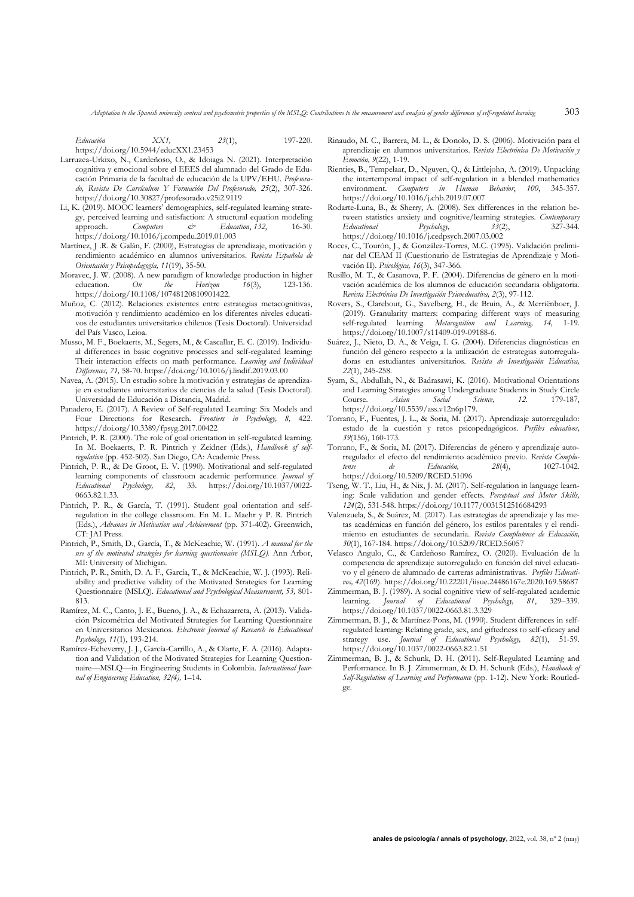*Educación XX1, 23*(1), 197-220. https://doi.org/10.5944/educXX1.23453

Larruzea-Urkixo, N., Cardeñoso, O., & Idoiaga N. (2021). Interpretación cognitiva y emocional sobre el EEES del alumnado del Grado de Educación Primaria de la facultad de educación de la UPV/EHU. *Profesorado, Revista De Currículum Y Formación Del Profesorado, 25*(2), 307-326. https://doi.org/10.30827/profesorado.v25i2.9119

Li, K. (2019). MOOC learners' demographics, self-regulated learning strategy, perceived learning and satisfaction: A structural equation modeling approach. *Computers & Education*, *132*, 16-30. https://doi.org/10.1016/j.compedu.2019.01.003

Martínez, J .R. & Galán, F. (2000), Estrategias de aprendizaje, motivación y rendimiento académico en alumnos universitarios. *Revista Española de Orientación y Psicopedagogía, 11*(19), 35-50.

Moravec, J. W. (2008). A new paradigm of knowledge production in higher education. *On the Horizon 16*(3), 123-136. https://doi.org/10.1108/10748120810901422.

Muñoz, C. (2012). Relaciones existentes entre estrategias metacognitivas, motivación y rendimiento académico en los diferentes niveles educativos de estudiantes universitarios chilenos (Tesis Doctoral). Universidad del País Vasco, Leioa.

Musso, M. F., Boekaerts, M., Segers, M., & Cascallar, E. C. (2019). Individual differences in basic cognitive processes and self-regulated learning: Their interaction effects on math performance. *Learning and Individual Differenes, 71,* 58-70. https://doi.org/10.1016/j.lindif.2019.03.00

Navea, A. (2015). Un estudio sobre la motivación y estrategias de aprendizaje en estudiantes universitarios de ciencias de la salud (Tesis Doctoral). Universidad de Educación a Distancia, Madrid.

Panadero, E. (2017). A Review of Self-regulated Learning: Six Models and Four Directions for Research. *Frontiers in Psychology, 8,* 422. https://doi.org/10.3389/fpsyg.2017.00422

Pintrich, P. R. (2000). The role of goal orientation in self-regulated learning. In M. Boekaerts, P. R. Pintrich y Zeidner (Eds.), *Handbook of self-regulation* (pp. 452-502). San Diego, CA: Academic Press.

Pintrich, P. R., & De Groot, E. V. (1990). Motivational and self-regulated learning components of classroom academic performance. *Journal of Educational Psychology, 82*, 33. https://doi.org/10.1037/0022-0663.82.1.33.

Pintrich, P. R., & García, T. (1991). Student goal orientation and self-regulation in the college classroom. En M. L. Maehr y P. R. Pintrich (Eds.), *Advances in Motivation and Achievement* (pp. 371-402). Greenwich, CT: JAI Press.

Pintrich, P., Smith, D., García, T., & McKeachie, W. (1991). *A manual for the use of the motivated strategies for learning questionnaire (MSLQ).* Ann Arbor, MI: University of Michigan.

Pintrich, P. R., Smith, D. A. F., García, T., & McKeachie, W. J. (1993). Reliability and predictive validity of the Motivated Strategies for Learning Questionnaire (MSLQ). *Educational and Psychological Measurement, 53,* 801-813.

Ramírez, M. C., Canto, J. E., Bueno, J. A., & Echazarreta, A. (2013). Validación Psicométrica del Motivated Strategies for Learning Questionnaire en Universitarios Mexicanos. *Electronic Journal of Research in Educational Psychology, 11*(1), 193-214.

Ramírez-Echeverry, J. J., García-Carrillo, A., & Olarte, F. A. (2016). Adaptation and Validation of the Motivated Strategies for Learning Questionnaire—MSLQ—in Engineering Students in Colombia. *International Journal of Engineering Education, 32(4),* 1–14.

Rinaudo, M. C., Barrera, M. L., & Donolo, D. S. (2006). Motivación para el aprendizaje en alumnos universitarios. *Revista Electrónica De Motivación y Emoción, 9*(22), 1-19.

Rienties, B., Tempelaar, D., Nguyen, Q., & Littlejohn, A. (2019). Unpacking the intertemporal impact of self-regulation in a blended mathematics environment. *Computers in Human Behavior*, *100*, 345-357. https://doi.org/10.1016/j.chb.2019.07.007

Rodarte-Luna, B., & Sherry, A. (2008). Sex differences in the relation between statistics anxiety and cognitive/learning strategies. *Contemporary Educational Psychology, 33*(2), 327-344. https://doi.org/10.1016/j.cedpsych.2007.03.002

Roces, C., Tourón, J., & González-Torres, M.C. (1995). Validación preliminar del CEAM II (Cuestionario de Estrategias de Aprendizaje y Motivación II). *Psicológica, 16*(3), 347-366.

Rusillo, M. T., & Casanova, P. F. (2004). Diferencias de género en la motivación académica de los alumnos de educación secundaria obligatoria. *Revista Electrónica De Investigación Psicoeducativa, 2*(3), 97-112.

Rovers, S., Clarebout, G., Savelberg, H., de Bruin, A., & Merriënboer, J. (2019). Granularity matters: comparing different ways of measuring self-regulated learning. *Metacognition and Learning, 14,* 1-19. https://doi.org/10.1007/s11409-019-09188-6.

Suárez, J., Nieto, D. A., & Veiga, I. G. (2004). Diferencias diagnósticas en función del género respecto a la utilización de estrategias autorreguladoras en estudiantes universitarios. *Revista de Investigación Educativa, 22*(1), 245-258.

Syam, S., Abdullah, N., & Badrasawi, K. (2016). Motivational Orientations and Learning Strategies among Undergraduate Students in Study Circle Course. *Asian Social Science, 12.* 179-187, https://doi.org/10.5539/ass.v12n6p179.

Torrano, F., Fuentes, J. L., & Soria, M. (2017). Aprendizaje autorregulado: estado de la cuestión y retos psicopedagógicos. *Perfiles educativos, 39*(156), 160-173.

Torrano, F., & Soria, M. (2017). Diferencias de género y aprendizaje autorregulado: el efecto del rendimiento académico previo. *Revista Complutense de Educación, 28*(4), 1027-1042. https://doi.org/10.5209/RCED.51096

Tseng, W. T., Liu, H., & Nix, J. M. (2017). Self-regulation in language learning: Scale validation and gender effects. *Perceptual and Motor Skills, 124*(2), 531-548. https://doi.org/10.1177/0031512516684293

Valenzuela, S., & Suárez, M. (2017). Las estrategias de aprendizaje y las metas académicas en función del género, los estilos parentales y el rendimiento en estudiantes de secundaria. *Revista Complutense de Educación, 30*(1), 167-184. https://doi.org/10.5209/RCED.56057

Velasco Angulo, C., & Cardeñoso Ramírez, O. (2020). Evaluación de la competencia de aprendizaje autorregulado en función del nivel educativo y el género de alumnado de carreras administrativas. *Perfiles Educativos, 42*(169). https://doi.org/10.22201/iisue.24486167e.2020.169.58687

Zimmerman, B. J. (1989). A social cognitive view of self-regulated academic learning. *Journal of Educational Psychology, 81*, 329–339. https://doi.org/10.1037/0022-0663.81.3.329

Zimmerman, B. J., & Martínez-Pons, M. (1990). Student differences in self-regulated learning: Relating grade, sex, and giftedness to self-efficacy and strategy use. *Journal of Educational Psychology, 82*(1), 51-59. https://doi.org/10.1037/0022-0663.82.1.51

Zimmerman, B. J., & Schunk, D. H. (2011). Self-Regulated Learning and Performance. In B. J. Zimmerman, & D. H. Schunk (Eds.), *Handbook of Self-Regulation of Learning and Performance* (pp. 1-12). New York: Routledge.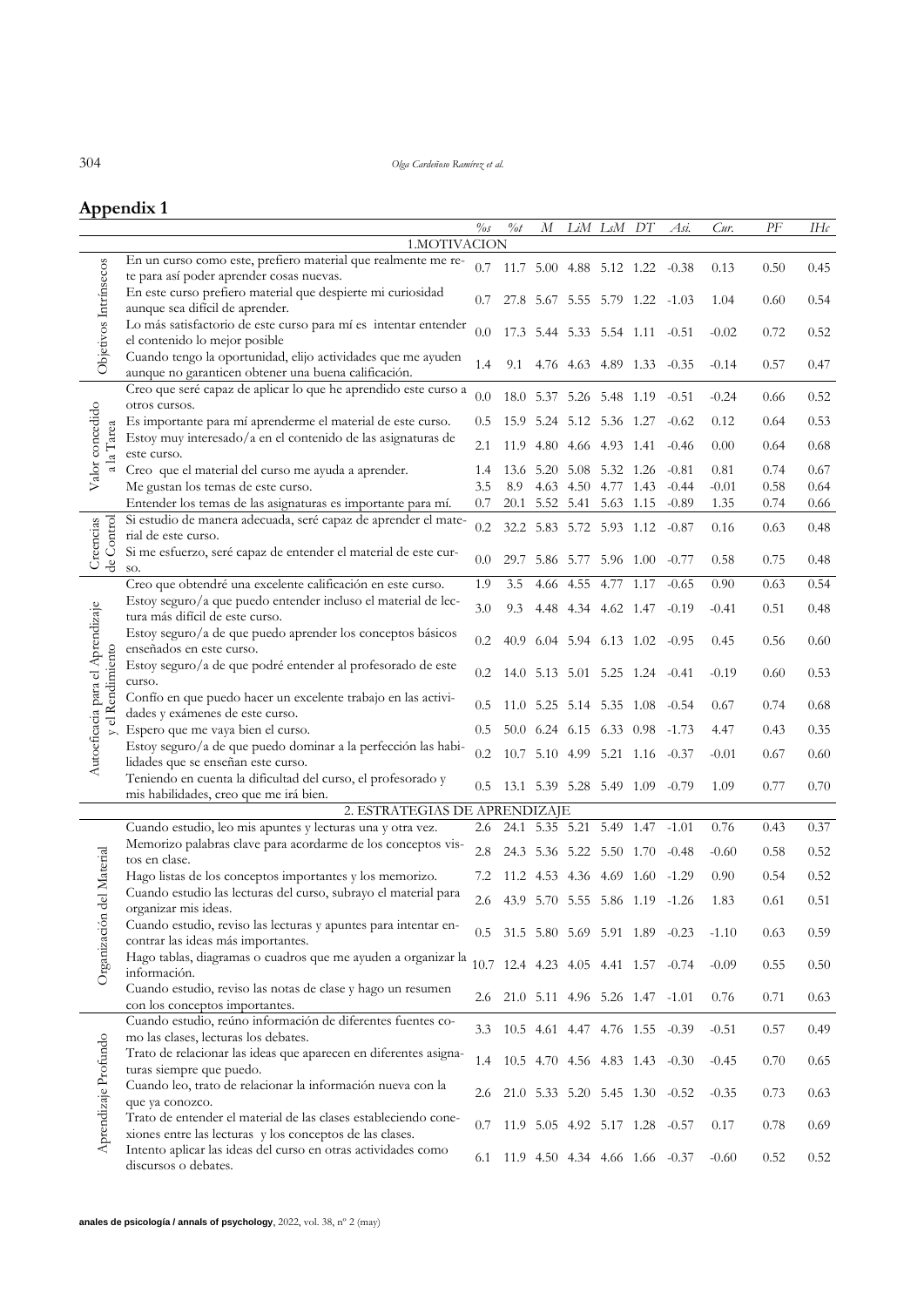## Appendix 1

| | | %s | %t | M | LiM | LsM | DT | Asi. | Cur. | PF | IHc |
|---|---|---|---|---|---|---|---|---|---|---|---|
| **1.MOTIVACION** | | | | | | | | | | | |
| Objetivos Intrínsecos | En un curso como este, prefiero material que realmente me rete para así poder aprender cosas nuevas. | 0.7 | 11.7 | 5.00 | 4.88 | 5.12 | 1.22 | -0.38 | 0.13 | 0.50 | 0.45 |
| | En este curso prefiero material que despierte mi curiosidad aunque sea difícil de aprender. | 0.7 | 27.8 | 5.67 | 5.55 | 5.79 | 1.22 | -1.03 | 1.04 | 0.60 | 0.54 |
| | Lo más satisfactorio de este curso para mí es intentar entender el contenido lo mejor posible | 0.0 | 17.3 | 5.44 | 5.33 | 5.54 | 1.11 | -0.51 | -0.02 | 0.72 | 0.52 |
| | Cuando tengo la oportunidad, elijo actividades que me ayuden aunque no garanticen obtener una buena calificación. | 1.4 | 9.1 | 4.76 | 4.63 | 4.89 | 1.33 | -0.35 | -0.14 | 0.57 | 0.47 |
| Valor concedido a la Tarea | Creo que seré capaz de aplicar lo que he aprendido este curso a otros cursos. | 0.0 | 18.0 | 5.37 | 5.26 | 5.48 | 1.19 | -0.51 | -0.24 | 0.66 | 0.52 |
| | Es importante para mí aprenderme el material de este curso. | 0.5 | 15.9 | 5.24 | 5.12 | 5.36 | 1.27 | -0.62 | 0.12 | 0.64 | 0.53 |
| | Estoy muy interesado/a en el contenido de las asignaturas de este curso. | 2.1 | 11.9 | 4.80 | 4.66 | 4.93 | 1.41 | -0.46 | 0.00 | 0.64 | 0.68 |
| | Creo que el material del curso me ayuda a aprender. | 1.4 | 13.6 | 5.20 | 5.08 | 5.32 | 1.26 | -0.81 | 0.81 | 0.74 | 0.67 |
| | Me gustan los temas de este curso. | 3.5 | 8.9 | 4.63 | 4.50 | 4.77 | 1.43 | -0.44 | -0.01 | 0.58 | 0.64 |
| | Entender los temas de las asignaturas es importante para mí. | 0.7 | 20.1 | 5.52 | 5.41 | 5.63 | 1.15 | -0.89 | 1.35 | 0.74 | 0.66 |
| Creencias de Control | Si estudio de manera adecuada, seré capaz de aprender el material de este curso. | 0.2 | 32.2 | 5.83 | 5.72 | 5.93 | 1.12 | -0.87 | 0.16 | 0.63 | 0.48 |
| | Si me esfuerzo, seré capaz de entender el material de este curso. | 0.0 | 29.7 | 5.86 | 5.77 | 5.96 | 1.00 | -0.77 | 0.58 | 0.75 | 0.48 |
| Autoeficacia para el Aprendizaje y el Rendimiento | Creo que obtendré una excelente calificación en este curso. | 1.9 | 3.5 | 4.66 | 4.55 | 4.77 | 1.17 | -0.65 | 0.90 | 0.63 | 0.54 |
| | Estoy seguro/a que puedo entender incluso el material de lectura más difícil de este curso. | 3.0 | 9.3 | 4.48 | 4.34 | 4.62 | 1.47 | -0.19 | -0.41 | 0.51 | 0.48 |
| | Estoy seguro/a de que puedo aprender los conceptos básicos enseñados en este curso. | 0.2 | 40.9 | 6.04 | 5.94 | 6.13 | 1.02 | -0.95 | 0.45 | 0.56 | 0.60 |
| | Estoy seguro/a de que podré entender al profesorado de este curso. | 0.2 | 14.0 | 5.13 | 5.01 | 5.25 | 1.24 | -0.41 | -0.19 | 0.60 | 0.53 |
| | Confío en que puedo hacer un excelente trabajo en las actividades y exámenes de este curso. | 0.5 | 11.0 | 5.25 | 5.14 | 5.35 | 1.08 | -0.54 | 0.67 | 0.74 | 0.68 |
| | Espero que me vaya bien el curso. | 0.5 | 50.0 | 6.24 | 6.15 | 6.33 | 0.98 | -1.73 | 4.47 | 0.43 | 0.35 |
| | Estoy seguro/a de que puedo dominar a la perfección las habilidades que se enseñan este curso. | 0.2 | 10.7 | 5.10 | 4.99 | 5.21 | 1.16 | -0.37 | -0.01 | 0.67 | 0.60 |
| | Teniendo en cuenta la dificultad del curso, el profesorado y mis habilidades, creo que me irá bien. | 0.5 | 13.1 | 5.39 | 5.28 | 5.49 | 1.09 | -0.79 | 1.09 | 0.77 | 0.70 |
| **2. ESTRATEGIAS DE APRENDIZAJE** | | | | | | | | | | | |
| Organización del Material | Cuando estudio, leo mis apuntes y lecturas una y otra vez. | 2.6 | 24.1 | 5.35 | 5.21 | 5.49 | 1.47 | -1.01 | 0.76 | 0.43 | 0.37 |
| | Memorizo palabras clave para acordarme de los conceptos vistos en clase. | 2.8 | 24.3 | 5.36 | 5.22 | 5.50 | 1.70 | -0.48 | -0.60 | 0.58 | 0.52 |
| | Hago listas de los conceptos importantes y los memorizo. | 7.2 | 11.2 | 4.53 | 4.36 | 4.69 | 1.60 | -1.29 | 0.90 | 0.54 | 0.52 |
| | Cuando estudio las lecturas del curso, subrayo el material para organizar mis ideas. | 2.6 | 43.9 | 5.70 | 5.55 | 5.86 | 1.19 | -1.26 | 1.83 | 0.61 | 0.51 |
| | Cuando estudio, reviso las lecturas y apuntes para intentar encontrar las ideas más importantes. | 0.5 | 31.5 | 5.80 | 5.69 | 5.91 | 1.89 | -0.23 | -1.10 | 0.63 | 0.59 |
| | Hago tablas, diagramas o cuadros que me ayuden a organizar la información. | 10.7 | 12.4 | 4.23 | 4.05 | 4.41 | 1.57 | -0.74 | -0.09 | 0.55 | 0.50 |
| | Cuando estudio, reviso las notas de clase y hago un resumen con los conceptos importantes. | 2.6 | 21.0 | 5.11 | 4.96 | 5.26 | 1.47 | -1.01 | 0.76 | 0.71 | 0.63 |
| Aprendizaje Profundo | Cuando estudio, reúno información de diferentes fuentes como las clases, lecturas los debates. | 3.3 | 10.5 | 4.61 | 4.47 | 4.76 | 1.55 | -0.39 | -0.51 | 0.57 | 0.49 |
| | Trato de relacionar las ideas que aparecen en diferentes asignaturas siempre que puedo. | 1.4 | 10.5 | 4.70 | 4.56 | 4.83 | 1.43 | -0.30 | -0.45 | 0.70 | 0.65 |
| | Cuando leo, trato de relacionar la información nueva con la que ya conozco. | 2.6 | 21.0 | 5.33 | 5.20 | 5.45 | 1.30 | -0.52 | -0.35 | 0.73 | 0.63 |
| | Trato de entender el material de las clases estableciendo conexiones entre las lecturas y los conceptos de las clases. | 0.7 | 11.9 | 5.05 | 4.92 | 5.17 | 1.28 | -0.57 | 0.17 | 0.78 | 0.69 |
| | Intento aplicar las ideas del curso en otras actividades como discursos o debates. | 6.1 | 11.9 | 4.50 | 4.34 | 4.66 | 1.66 | -0.37 | -0.60 | 0.52 | 0.52 |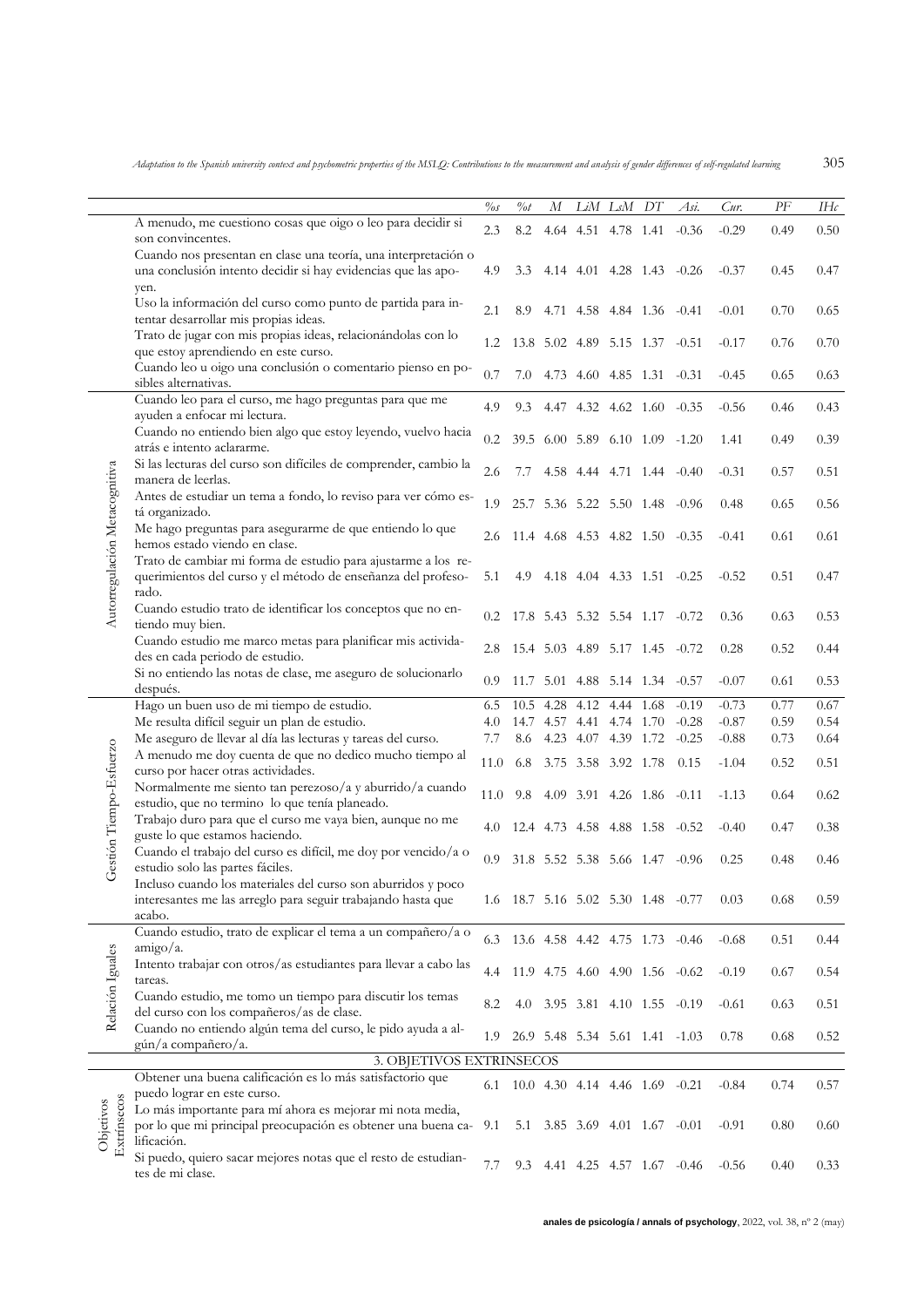| | | %s | %t | M | LiM | LsM | DT | Asi. | Cur. | PF | IHc |
|---|---|---|---|---|---|---|---|---|---|---|---|
| | A menudo, me cuestiono cosas que oigo o leo para decidir si son convincentes. | 2.3 | 8.2 | 4.64 | 4.51 | 4.78 | 1.41 | -0.36 | -0.29 | 0.49 | 0.50 |
| | Cuando nos presentan en clase una teoría, una interpretación o una conclusión intento decidir si hay evidencias que las apoyen. | 4.9 | 3.3 | 4.14 | 4.01 | 4.28 | 1.43 | -0.26 | -0.37 | 0.45 | 0.47 |
| | Uso la información del curso como punto de partida para intentar desarrollar mis propias ideas. | 2.1 | 8.9 | 4.71 | 4.58 | 4.84 | 1.36 | -0.41 | -0.01 | 0.70 | 0.65 |
| | Trato de jugar con mis propias ideas, relacionándolas con lo que estoy aprendiendo en este curso. | 1.2 | 13.8 | 5.02 | 4.89 | 5.15 | 1.37 | -0.51 | -0.17 | 0.76 | 0.70 |
| | Cuando leo u oigo una conclusión o comentario pienso en posibles alternativas. | 0.7 | 7.0 | 4.73 | 4.60 | 4.85 | 1.31 | -0.31 | -0.45 | 0.65 | 0.63 |
| Autorregulación Metacognitiva | Cuando leo para el curso, me hago preguntas para que me ayuden a enfocar mi lectura. | 4.9 | 9.3 | 4.47 | 4.32 | 4.62 | 1.60 | -0.35 | -0.56 | 0.46 | 0.43 |
| | Cuando no entiendo bien algo que estoy leyendo, vuelvo hacia atrás e intento aclararme. | 0.2 | 39.5 | 6.00 | 5.89 | 6.10 | 1.09 | -1.20 | 1.41 | 0.49 | 0.39 |
| | Si las lecturas del curso son difíciles de comprender, cambio la manera de leerlas. | 2.6 | 7.7 | 4.58 | 4.44 | 4.71 | 1.44 | -0.40 | -0.31 | 0.57 | 0.51 |
| | Antes de estudiar un tema a fondo, lo reviso para ver cómo está organizado. | 1.9 | 25.7 | 5.36 | 5.22 | 5.50 | 1.48 | -0.96 | 0.48 | 0.65 | 0.56 |
| | Me hago preguntas para asegurarme de que entiendo lo que hemos estado viendo en clase. | 2.6 | 11.4 | 4.68 | 4.53 | 4.82 | 1.50 | -0.35 | -0.41 | 0.61 | 0.61 |
| | Trato de cambiar mi forma de estudio para ajustarme a los requerimientos del curso y el método de enseñanza del profesorado. | 5.1 | 4.9 | 4.18 | 4.04 | 4.33 | 1.51 | -0.25 | -0.52 | 0.51 | 0.47 |
| | Cuando estudio trato de identificar los conceptos que no entiendo muy bien. | 0.2 | 17.8 | 5.43 | 5.32 | 5.54 | 1.17 | -0.72 | 0.36 | 0.63 | 0.53 |
| | Cuando estudio me marco metas para planificar mis actividades en cada periodo de estudio. | 2.8 | 15.4 | 5.03 | 4.89 | 5.17 | 1.45 | -0.72 | 0.28 | 0.52 | 0.44 |
| | Si no entiendo las notas de clase, me aseguro de solucionarlo después. | 0.9 | 11.7 | 5.01 | 4.88 | 5.14 | 1.34 | -0.57 | -0.07 | 0.61 | 0.53 |
| Gestión Tiempo-Esfuerzo | Hago un buen uso de mi tiempo de estudio. | 6.5 | 10.5 | 4.28 | 4.12 | 4.44 | 1.68 | -0.19 | -0.73 | 0.77 | 0.67 |
| | Me resulta difícil seguir un plan de estudio. | 4.0 | 14.7 | 4.57 | 4.41 | 4.74 | 1.70 | -0.28 | -0.87 | 0.59 | 0.54 |
| | Me aseguro de llevar al día las lecturas y tareas del curso. | 7.7 | 8.6 | 4.23 | 4.07 | 4.39 | 1.72 | -0.25 | -0.88 | 0.73 | 0.64 |
| | A menudo me doy cuenta de que no dedico mucho tiempo al curso por hacer otras actividades. | 11.0 | 6.8 | 3.75 | 3.58 | 3.92 | 1.78 | 0.15 | -1.04 | 0.52 | 0.51 |
| | Normalmente me siento tan perezoso/a y aburrido/a cuando estudio, que no termino lo que tenía planeado. | 11.0 | 9.8 | 4.09 | 3.91 | 4.26 | 1.86 | -0.11 | -1.13 | 0.64 | 0.62 |
| | Trabajo duro para que el curso me vaya bien, aunque no me guste lo que estamos haciendo. | 4.0 | 12.4 | 4.73 | 4.58 | 4.88 | 1.58 | -0.52 | -0.40 | 0.47 | 0.38 |
| | Cuando el trabajo del curso es difícil, me doy por vencido/a o estudio solo las partes fáciles. | 0.9 | 31.8 | 5.52 | 5.38 | 5.66 | 1.47 | -0.96 | 0.25 | 0.48 | 0.46 |
| | Incluso cuando los materiales del curso son aburridos y poco interesantes me las arreglo para seguir trabajando hasta que acabo. | 1.6 | 18.7 | 5.16 | 5.02 | 5.30 | 1.48 | -0.77 | 0.03 | 0.68 | 0.59 |
| Relación Iguales | Cuando estudio, trato de explicar el tema a un compañero/a o amigo/a. | 6.3 | 13.6 | 4.58 | 4.42 | 4.75 | 1.73 | -0.46 | -0.68 | 0.51 | 0.44 |
| | Intento trabajar con otros/as estudiantes para llevar a cabo las tareas. | 4.4 | 11.9 | 4.75 | 4.60 | 4.90 | 1.56 | -0.62 | -0.19 | 0.67 | 0.54 |
| | Cuando estudio, me tomo un tiempo para discutir los temas del curso con los compañeros/as de clase. | 8.2 | 4.0 | 3.95 | 3.81 | 4.10 | 1.55 | -0.19 | -0.61 | 0.63 | 0.51 |
| | Cuando no entiendo algún tema del curso, le pido ayuda a algún/a compañero/a. | 1.9 | 26.9 | 5.48 | 5.34 | 5.61 | 1.41 | -1.03 | 0.78 | 0.68 | 0.52 |
| | 3. OBJETIVOS EXTRINSECOS | | | | | | | | | | |
| Objetivos Extrínsecos | Obtener una buena calificación es lo más satisfactorio que puedo lograr en este curso. | 6.1 | 10.0 | 4.30 | 4.14 | 4.46 | 1.69 | -0.21 | -0.84 | 0.74 | 0.57 |
| | Lo más importante para mí ahora es mejorar mi nota media, por lo que mi principal preocupación es obtener una buena calificación. | 9.1 | 5.1 | 3.85 | 3.69 | 4.01 | 1.67 | -0.01 | -0.91 | 0.80 | 0.60 |
| | Si puedo, quiero sacar mejores notas que el resto de estudiantes de mi clase. | 7.7 | 9.3 | 4.41 | 4.25 | 4.57 | 1.67 | -0.46 | -0.56 | 0.40 | 0.33 |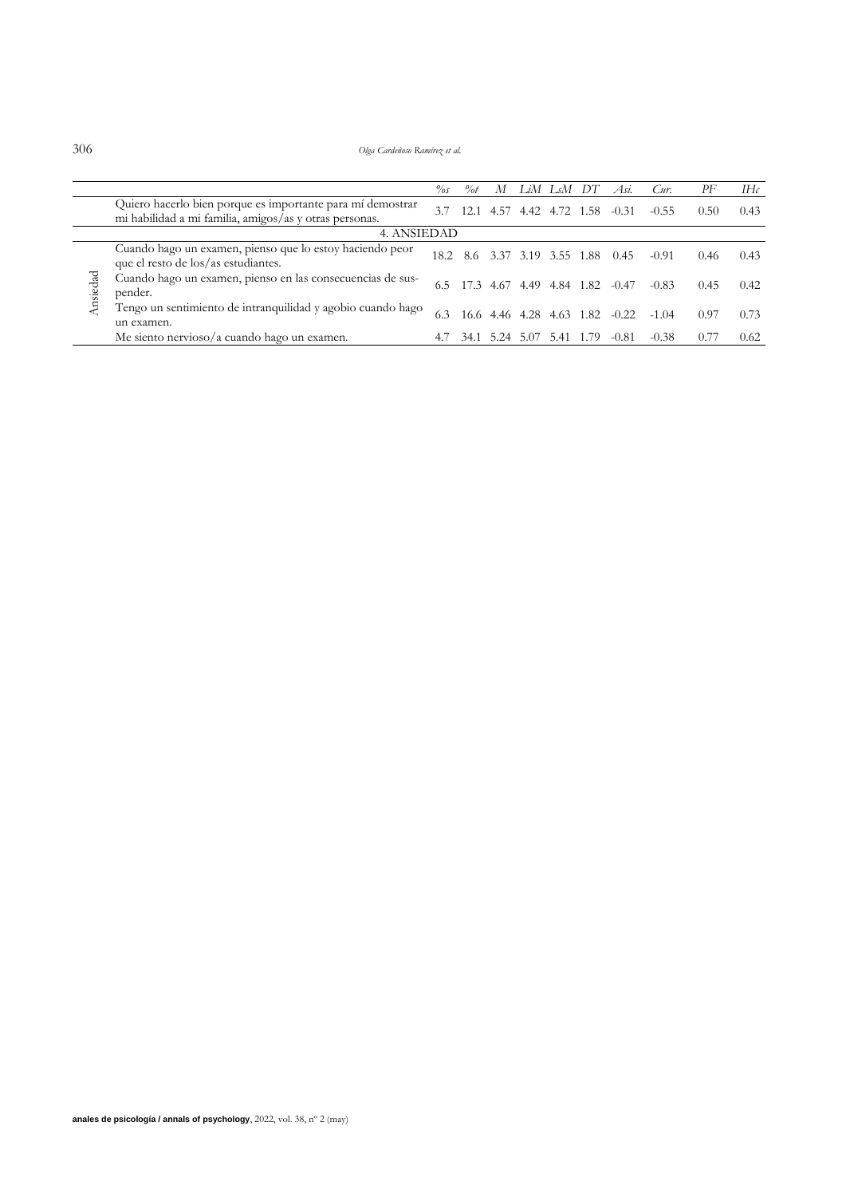| | | %s | %t | M | LiM | LsM | DT | Asi. | Cur. | PF | IHc |
|---|---|---|---|---|---|---|---|---|---|---|---|
| | Quiero hacerlo bien porque es importante para mí demostrar mi habilidad a mi familia, amigos/as y otras personas. | 3.7 | 12.1 | 4.57 | 4.42 | 4.72 | 1.58 | -0.31 | -0.55 | 0.50 | 0.43 |
| | 4. ANSIEDAD | | | | | | | | | | |
| Ansiedad | Cuando hago un examen, pienso que lo estoy haciendo peor que el resto de los/as estudiantes. | 18.2 | 8.6 | 3.37 | 3.19 | 3.55 | 1.88 | 0.45 | -0.91 | 0.46 | 0.43 |
| Ansiedad | Cuando hago un examen, pienso en las consecuencias de suspender. | 6.5 | 17.3 | 4.67 | 4.49 | 4.84 | 1.82 | -0.47 | -0.83 | 0.45 | 0.42 |
| Ansiedad | Tengo un sentimiento de intranquilidad y agobio cuando hago un examen. | 6.3 | 16.6 | 4.46 | 4.28 | 4.63 | 1.82 | -0.22 | -1.04 | 0.97 | 0.73 |
| Ansiedad | Me siento nervioso/a cuando hago un examen. | 4.7 | 34.1 | 5.24 | 5.07 | 5.41 | 1.79 | -0.81 | -0.38 | 0.77 | 0.62 |